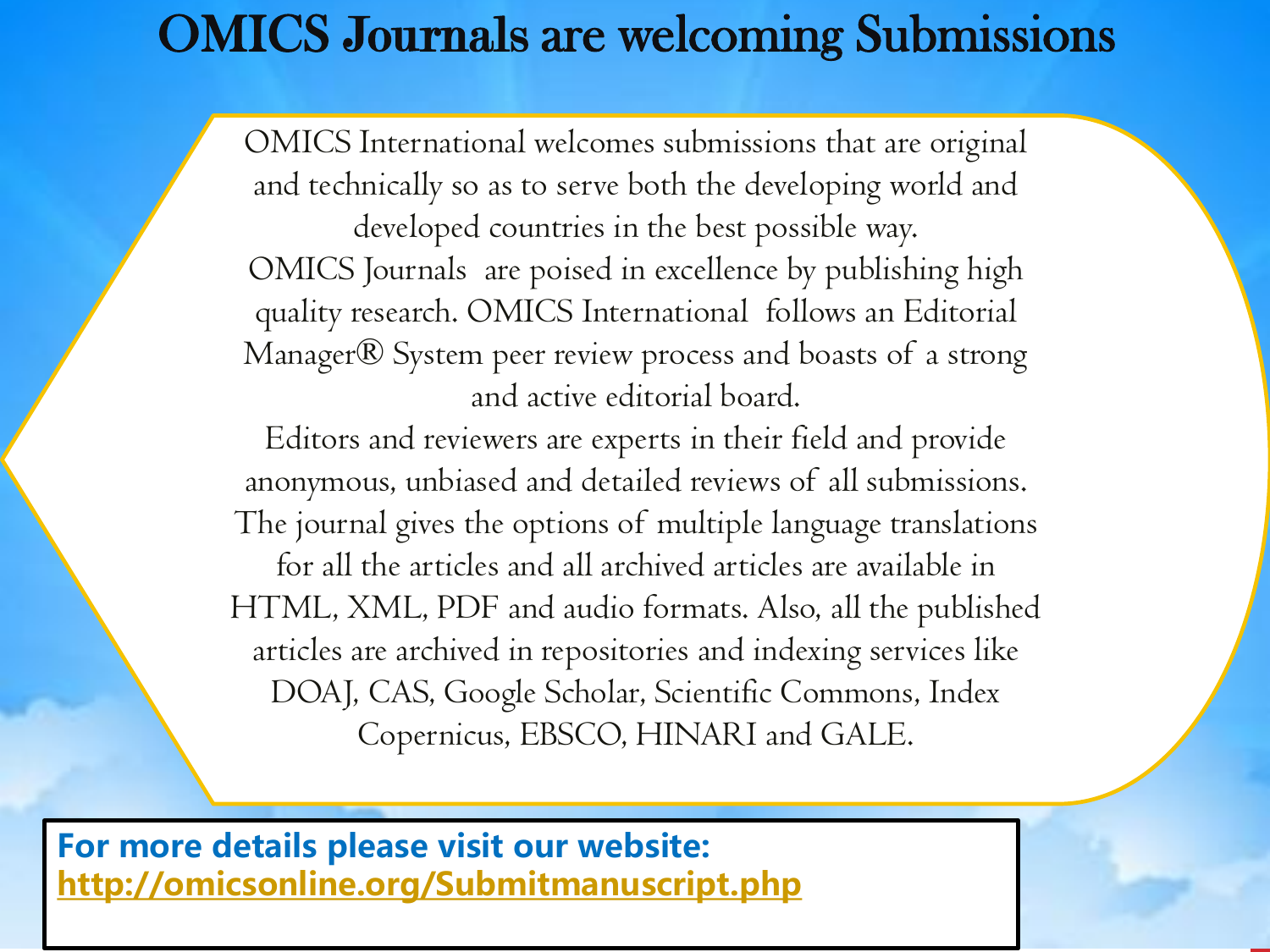# OMICS Journals are welcoming Submissions

OMICS International welcomes submissions that are original and technically so as to serve both the developing world and developed countries in the best possible way.

OMICS Journals are poised in excellence by publishing high quality research. OMICS International follows an Editorial Manager® System peer review process and boasts of a strong and active editorial board.

Editors and reviewers are experts in their field and provide anonymous, unbiased and detailed reviews of all submissions.

The journal gives the options of multiple language translations for all the articles and all archived articles are available in HTML, XML, PDF and audio formats. Also, all the published articles are archived in repositories and indexing services like DOAJ, CAS, Google Scholar, Scientific Commons, Index Copernicus, EBSCO, HINARI and GALE.

**For more details please visit our website:**
**http://omicsonline.org/Submitmanuscript.php**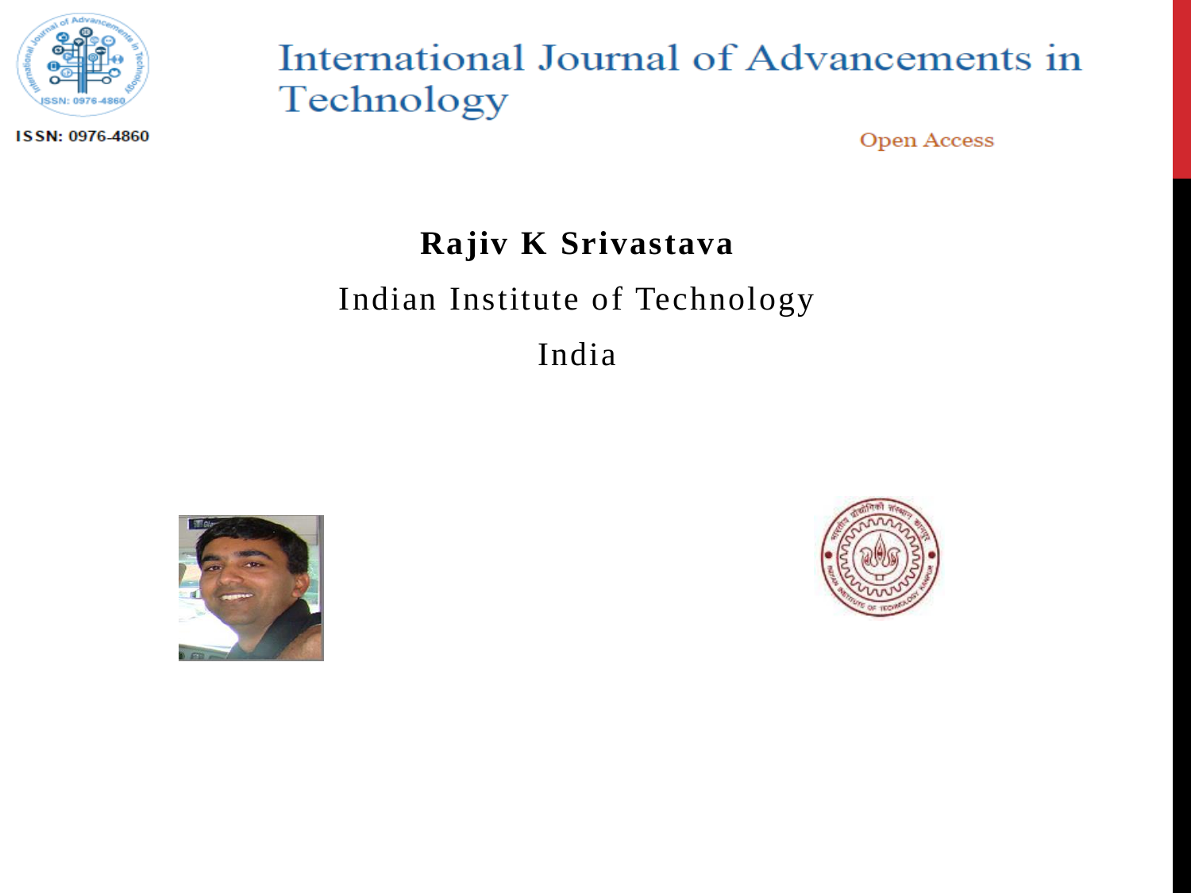International Journal of Advancements in Technology

ISSN: 0976-4860

Open Access

**Rajiv K Srivastava**

Indian Institute of Technology

India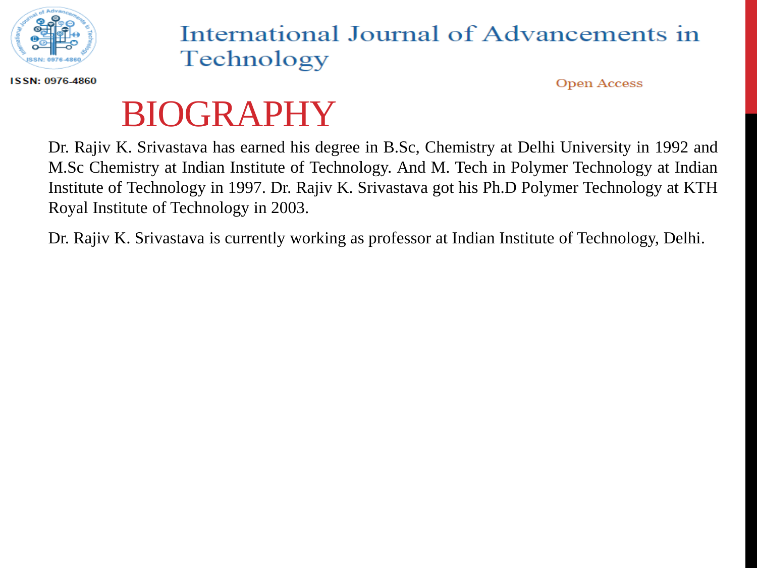# BIOGRAPHY

Dr. Rajiv K. Srivastava has earned his degree in B.Sc, Chemistry at Delhi University in 1992 and M.Sc Chemistry at Indian Institute of Technology. And M. Tech in Polymer Technology at Indian Institute of Technology in 1997. Dr. Rajiv K. Srivastava got his Ph.D Polymer Technology at KTH Royal Institute of Technology in 2003.

Dr. Rajiv K. Srivastava is currently working as professor at Indian Institute of Technology, Delhi.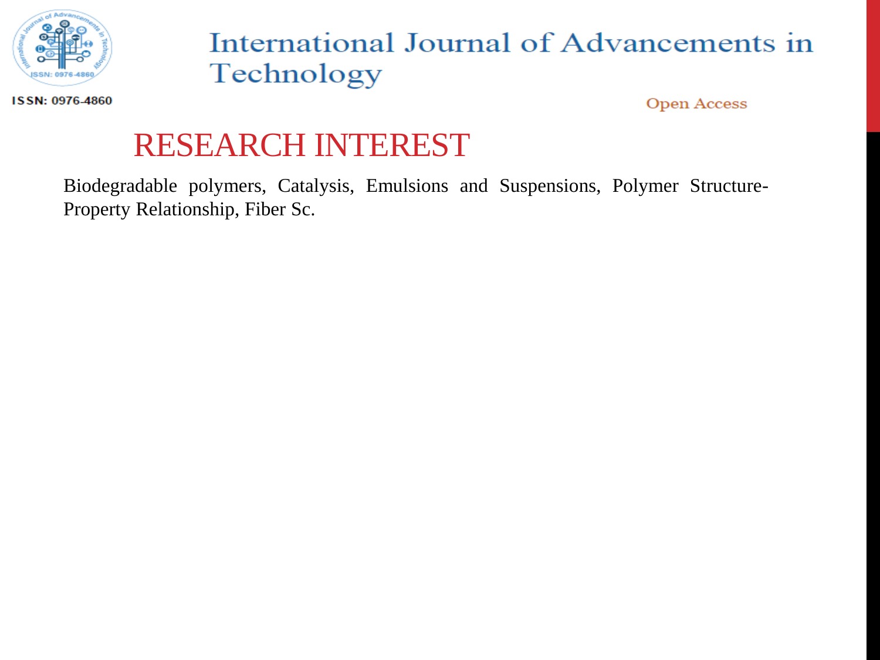# RESEARCH INTEREST

Biodegradable polymers, Catalysis, Emulsions and Suspensions, Polymer Structure-Property Relationship, Fiber Sc.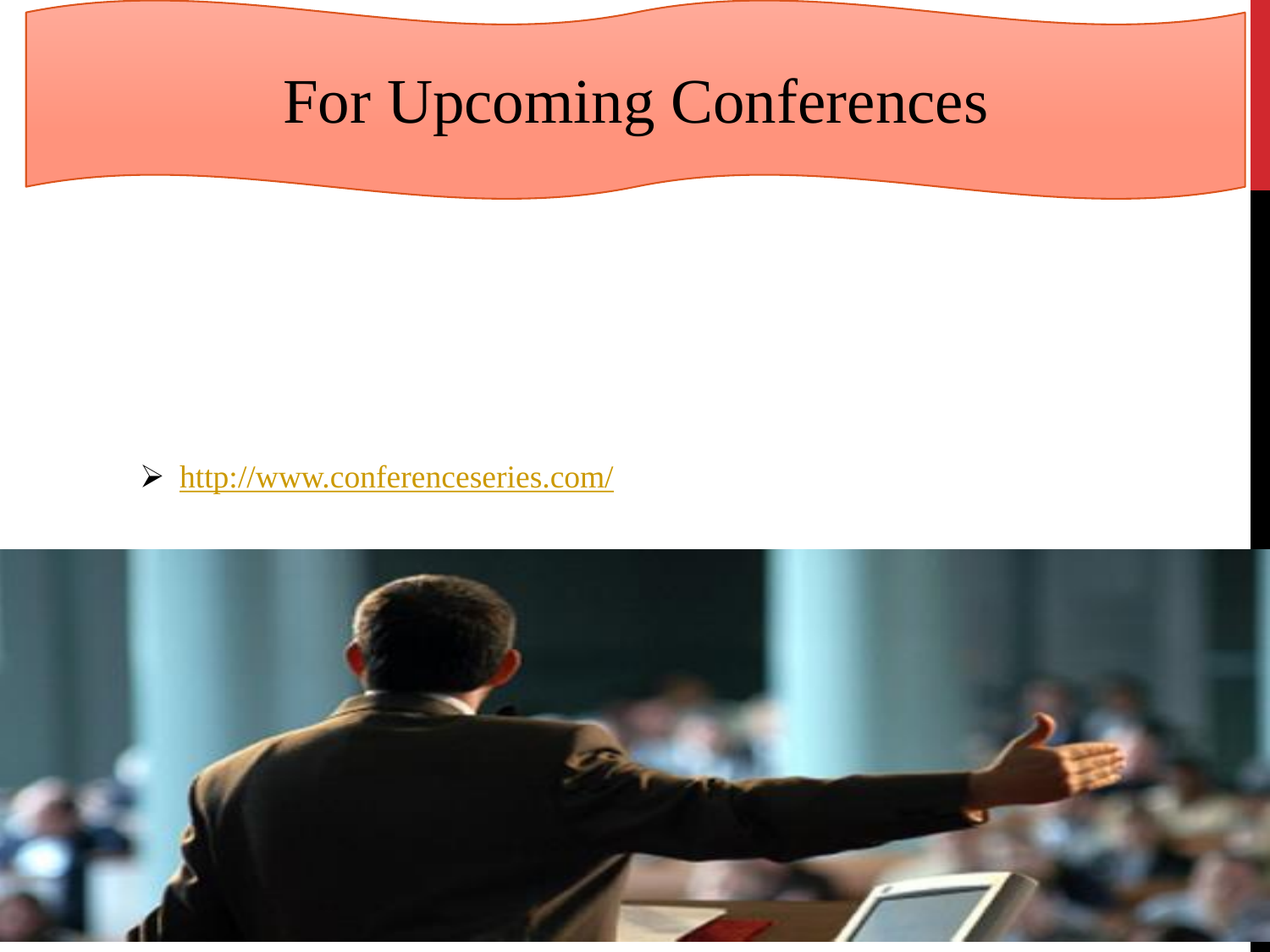# For Upcoming Conferences

- http://www.conferenceseries.com/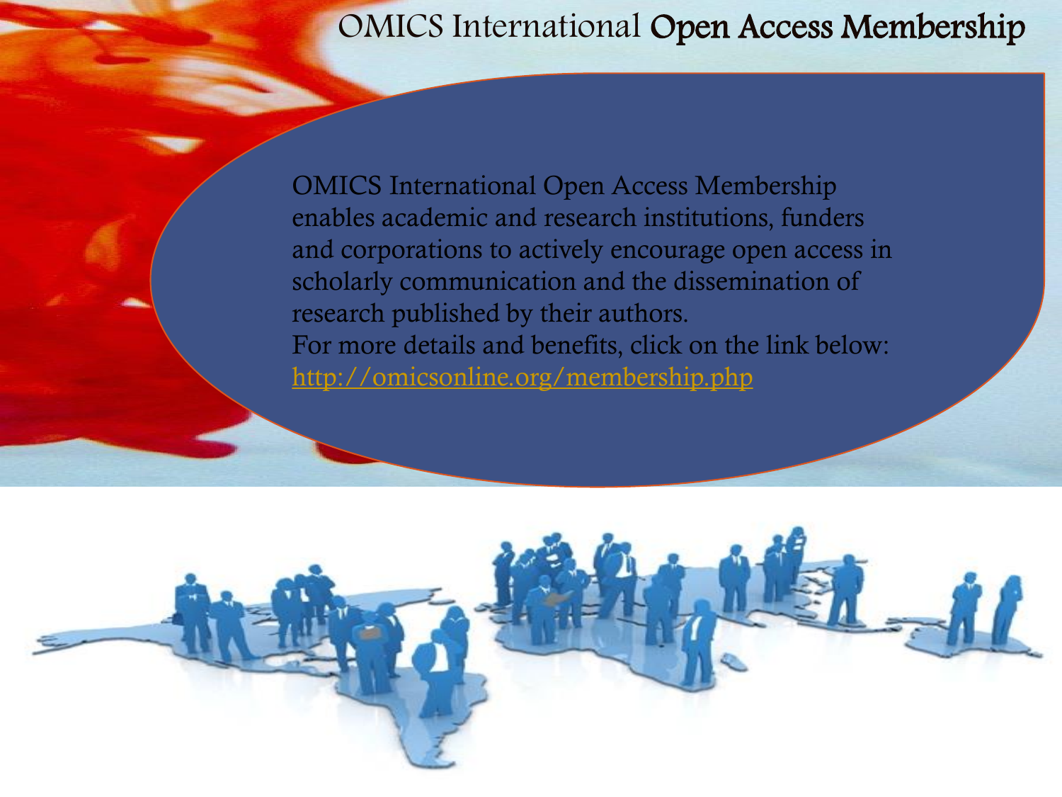# OMICS International **Open Access Membership**

OMICS International Open Access Membership enables academic and research institutions, funders and corporations to actively encourage open access in scholarly communication and the dissemination of research published by their authors.

For more details and benefits, click on the link below:

http://omicsonline.org/membership.php